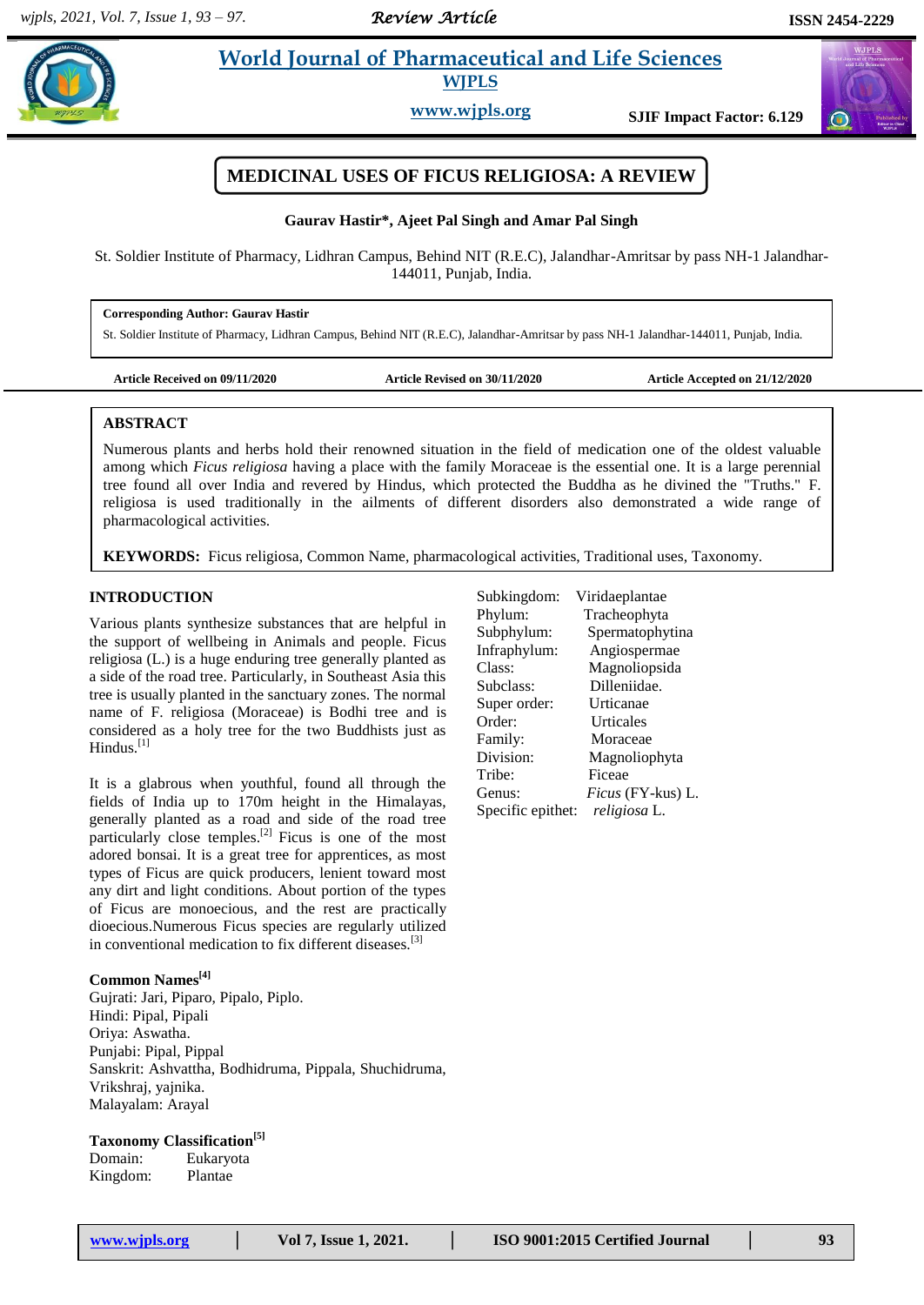# MEDICINAL USES OF FICUS RELIGIOSA: A REVIEW

**Gaurav Hastir\*, Ajeet Pal Singh and Amar Pal Singh**

St. Soldier Institute of Pharmacy, Lidhran Campus, Behind NIT (R.E.C), Jalandhar-Amritsar by pass NH-1 Jalandhar-144011, Punjab, India.

**Corresponding Author: Gaurav Hastir**
St. Soldier Institute of Pharmacy, Lidhran Campus, Behind NIT (R.E.C), Jalandhar-Amritsar by pass NH-1 Jalandhar-144011, Punjab, India.

**Article Received on 09/11/2020** **Article Revised on 30/11/2020** **Article Accepted on 21/12/2020**

## ABSTRACT

Numerous plants and herbs hold their renowned situation in the field of medication one of the oldest valuable among which *Ficus religiosa* having a place with the family Moraceae is the essential one. It is a large perennial tree found all over India and revered by Hindus, which protected the Buddha as he divined the "Truths." F. religiosa is used traditionally in the ailments of different disorders also demonstrated a wide range of pharmacological activities.

**KEYWORDS:** Ficus religiosa, Common Name, pharmacological activities, Traditional uses, Taxonomy.

## INTRODUCTION

Various plants synthesize substances that are helpful in the support of wellbeing in Animals and people. Ficus religiosa (L.) is a huge enduring tree generally planted as a side of the road tree. Particularly, in Southeast Asia this tree is usually planted in the sanctuary zones. The normal name of F. religiosa (Moraceae) is Bodhi tree and is considered as a holy tree for the two Buddhists just as Hindus.[1]

It is a glabrous when youthful, found all through the fields of India up to 170m height in the Himalayas, generally planted as a road and side of the road tree particularly close temples.[2] Ficus is one of the most adored bonsai. It is a great tree for apprentices, as most types of Ficus are quick producers, lenient toward most any dirt and light conditions. About portion of the types of Ficus are monoecious, and the rest are practically dioecious.Numerous Ficus species are regularly utilized in conventional medication to fix different diseases.[3]

### Common Names[4]

Gujrati: Jari, Piparo, Pipalo, Piplo.
Hindi: Pipal, Pipali
Oriya: Aswatha.
Punjabi: Pipal, Pippal
Sanskrit: Ashvattha, Bodhidruma, Pippala, Shuchidruma, Vrikshraj, yajnika.
Malayalam: Arayal

### Taxonomy Classification[5]

Domain: Eukaryota
Kingdom: Plantae
Subkingdom: Viridaeplantae
Phylum: Tracheophyta
Subphylum: Spermatophytina
Infraphylum: Angiospermae
Class: Magnoliopsida
Subclass: Dilleniidae.
Super order: Urticanae
Order: Urticales
Family: Moraceae
Division: Magnoliophyta
Tribe: Ficeae
Genus: *Ficus* (FY-kus) L.
Specific epithet: *religiosa* L.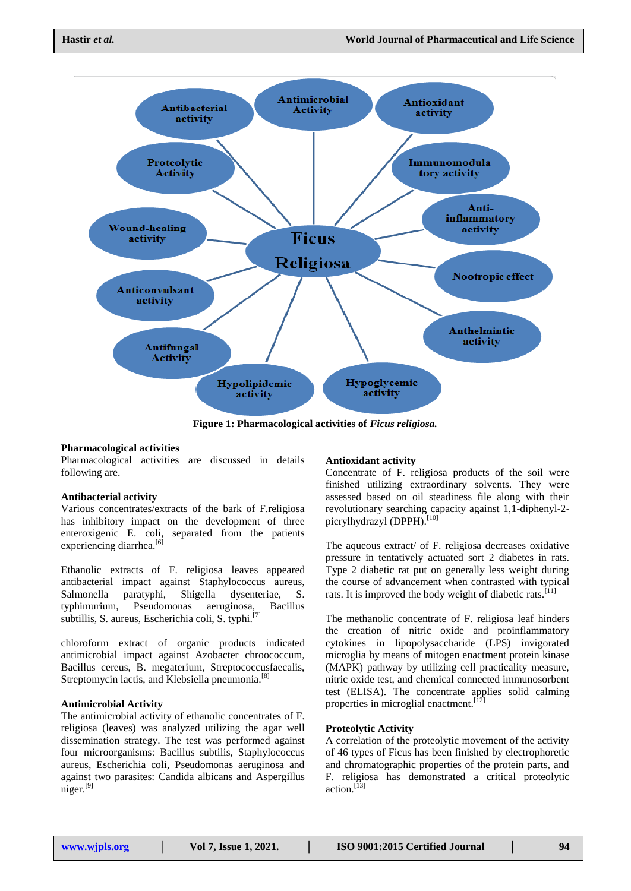**Figure 1: Pharmacological activities of *Ficus religiosa.***

## Pharmacological activities

Pharmacological activities are discussed in details following are.

### Antibacterial activity

Various concentrates/extracts of the bark of F.religiosa has inhibitory impact on the development of three enteroxigenic E. coli, separated from the patients experiencing diarrhea.[6]

Ethanolic extracts of F. religiosa leaves appeared antibacterial impact against Staphylococcus aureus, Salmonella paratyphi, Shigella dysenteriae, S. typhimurium, Pseudomonas aeruginosa, Bacillus subtillis, S. aureus, Escherichia coli, S. typhi.[7]

chloroform extract of organic products indicated antimicrobial impact against Azobacter chroococcum, Bacillus cereus, B. megaterium, Streptococcusfaecalis, Streptomycin lactis, and Klebsiella pneumonia.[8]

### Antimicrobial Activity

The antimicrobial activity of ethanolic concentrates of F. religiosa (leaves) was analyzed utilizing the agar well dissemination strategy. The test was performed against four microorganisms: Bacillus subtilis, Staphylococcus aureus, Escherichia coli, Pseudomonas aeruginosa and against two parasites: Candida albicans and Aspergillus niger.[9]

### Antioxidant activity

Concentrate of F. religiosa products of the soil were finished utilizing extraordinary solvents. They were assessed based on oil steadiness file along with their revolutionary searching capacity against 1,1-diphenyl-2-picrylhydrazyl (DPPH).[10]

The aqueous extract/ of F. religiosa decreases oxidative pressure in tentatively actuated sort 2 diabetes in rats. Type 2 diabetic rat put on generally less weight during the course of advancement when contrasted with typical rats. It is improved the body weight of diabetic rats.[11]

The methanolic concentrate of F. religiosa leaf hinders the creation of nitric oxide and proinflammatory cytokines in lipopolysaccharide (LPS) invigorated microglia by means of mitogen enactment protein kinase (MAPK) pathway by utilizing cell practicality measure, nitric oxide test, and chemical connected immunosorbent test (ELISA). The concentrate applies solid calming properties in microglial enactment.[12]

### Proteolytic Activity

A correlation of the proteolytic movement of the activity of 46 types of Ficus has been finished by electrophoretic and chromatographic properties of the protein parts, and F. religiosa has demonstrated a critical proteolytic action.[13]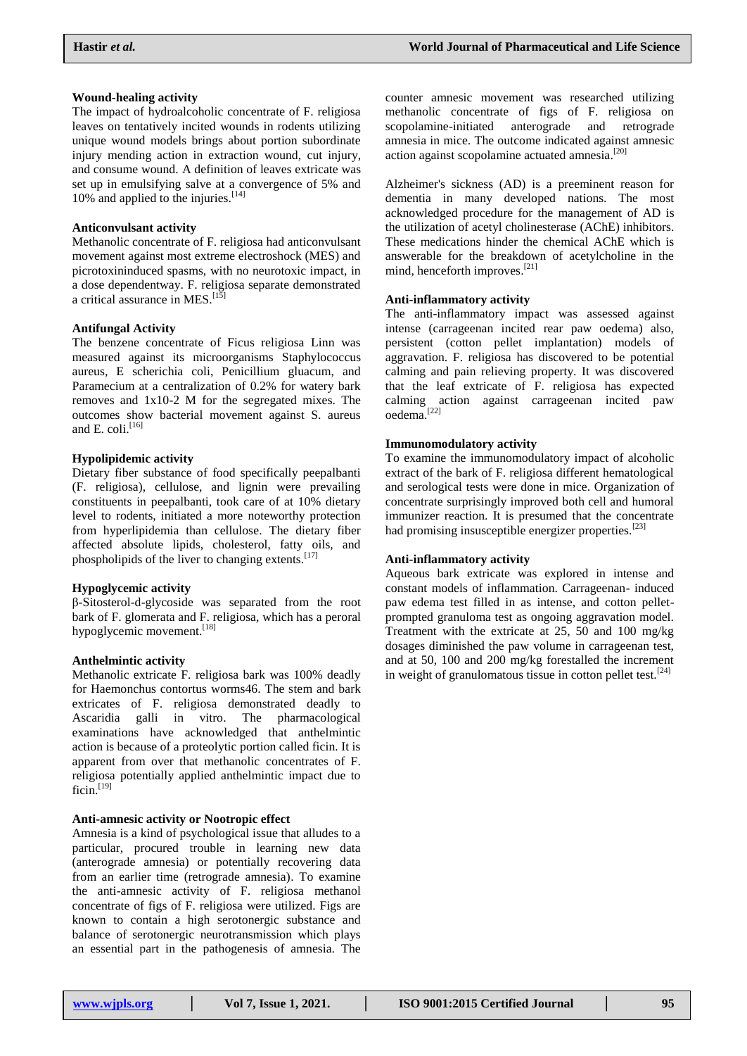### Wound-healing activity

The impact of hydroalcoholic concentrate of F. religiosa leaves on tentatively incited wounds in rodents utilizing unique wound models brings about portion subordinate injury mending action in extraction wound, cut injury, and consume wound. A definition of leaves extricate was set up in emulsifying salve at a convergence of 5% and 10% and applied to the injuries.[14]

### Anticonvulsant activity

Methanolic concentrate of F. religiosa had anticonvulsant movement against most extreme electroshock (MES) and picrotoxininduced spasms, with no neurotoxic impact, in a dose dependentway. F. religiosa separate demonstrated a critical assurance in MES.[15]

### Antifungal Activity

The benzene concentrate of Ficus religiosa Linn was measured against its microorganisms Staphylococcus aureus, E scherichia coli, Penicillium gluacum, and Paramecium at a centralization of 0.2% for watery bark removes and 1x10-2 M for the segregated mixes. The outcomes show bacterial movement against S. aureus and E. coli.[16]

### Hypolipidemic activity

Dietary fiber substance of food specifically peepalbanti (F. religiosa), cellulose, and lignin were prevailing constituents in peepalbanti, took care of at 10% dietary level to rodents, initiated a more noteworthy protection from hyperlipidemia than cellulose. The dietary fiber affected absolute lipids, cholesterol, fatty oils, and phospholipids of the liver to changing extents.[17]

### Hypoglycemic activity

β-Sitosterol-d-glycoside was separated from the root bark of F. glomerata and F. religiosa, which has a peroral hypoglycemic movement.[18]

### Anthelmintic activity

Methanolic extricate F. religiosa bark was 100% deadly for Haemonchus contortus worms46. The stem and bark extricates of F. religiosa demonstrated deadly to Ascaridia galli in vitro. The pharmacological examinations have acknowledged that anthelmintic action is because of a proteolytic portion called ficin. It is apparent from over that methanolic concentrates of F. religiosa potentially applied anthelmintic impact due to ficin.[19]

### Anti-amnesic activity or Nootropic effect

Amnesia is a kind of psychological issue that alludes to a particular, procured trouble in learning new data (anterograde amnesia) or potentially recovering data from an earlier time (retrograde amnesia). To examine the anti-amnesic activity of F. religiosa methanol concentrate of figs of F. religiosa were utilized. Figs are known to contain a high serotonergic substance and balance of serotonergic neurotransmission which plays an essential part in the pathogenesis of amnesia. The counter amnesic movement was researched utilizing methanolic concentrate of figs of F. religiosa on scopolamine-initiated anterograde and retrograde amnesia in mice. The outcome indicated against amnesic action against scopolamine actuated amnesia.[20]

Alzheimer's sickness (AD) is a preeminent reason for dementia in many developed nations. The most acknowledged procedure for the management of AD is the utilization of acetyl cholinesterase (AChE) inhibitors. These medications hinder the chemical AChE which is answerable for the breakdown of acetylcholine in the mind, henceforth improves.[21]

### Anti-inflammatory activity

The anti-inflammatory impact was assessed against intense (carrageenan incited rear paw oedema) also, persistent (cotton pellet implantation) models of aggravation. F. religiosa has discovered to be potential calming and pain relieving property. It was discovered that the leaf extricate of F. religiosa has expected calming action against carrageenan incited paw oedema.[22]

### Immunomodulatory activity

To examine the immunomodulatory impact of alcoholic extract of the bark of F. religiosa different hematological and serological tests were done in mice. Organization of concentrate surprisingly improved both cell and humoral immunizer reaction. It is presumed that the concentrate had promising insusceptible energizer properties.[23]

### Anti-inflammatory activity

Aqueous bark extricate was explored in intense and constant models of inflammation. Carrageenan- induced paw edema test filled in as intense, and cotton pellet-prompted granuloma test as ongoing aggravation model. Treatment with the extricate at 25, 50 and 100 mg/kg dosages diminished the paw volume in carrageenan test, and at 50, 100 and 200 mg/kg forestalled the increment in weight of granulomatous tissue in cotton pellet test.[24]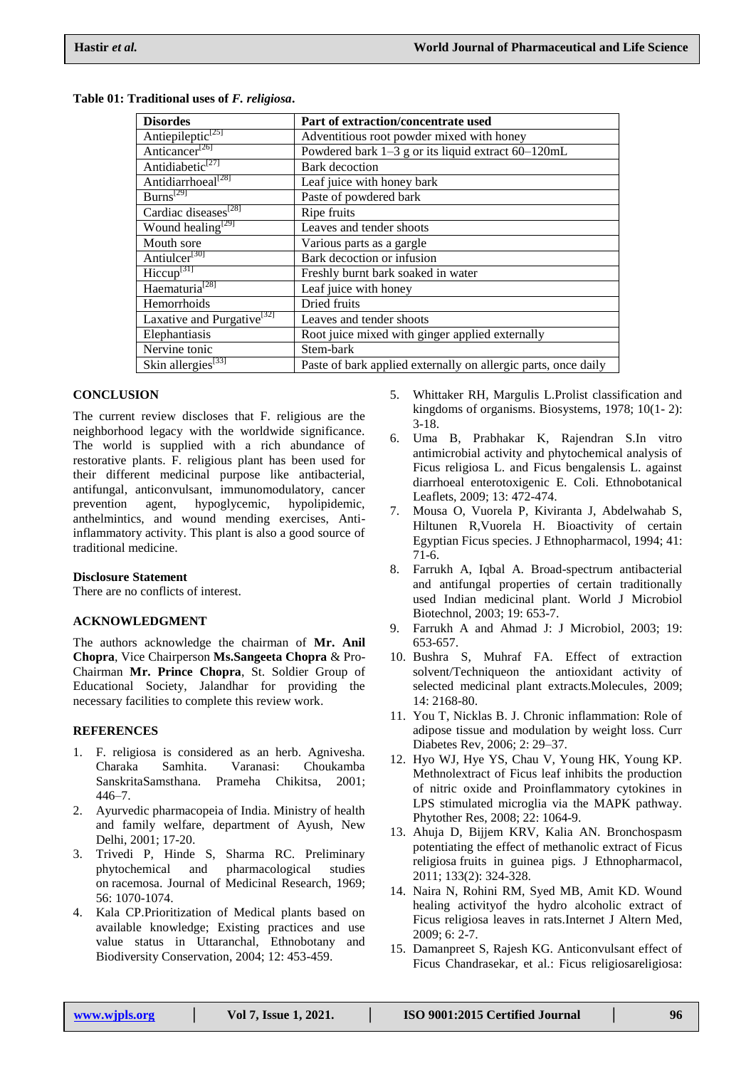**Table 01: Traditional uses of *F. religiosa*.**

| Disordes | Part of extraction/concentrate used |
|---|---|
| Antiepileptic[25] | Adventitious root powder mixed with honey |
| Anticancer[26] | Powdered bark 1–3 g or its liquid extract 60–120mL |
| Antidiabetic[27] | Bark decoction |
| Antidiarrhoeal[28] | Leaf juice with honey bark |
| Burns[29] | Paste of powdered bark |
| Cardiac diseases[28] | Ripe fruits |
| Wound healing[29] | Leaves and tender shoots |
| Mouth sore | Various parts as a gargle |
| Antiulcer[30] | Bark decoction or infusion |
| Hiccup[31] | Freshly burnt bark soaked in water |
| Haematuria[28] | Leaf juice with honey |
| Hemorrhoids | Dried fruits |
| Laxative and Purgative[32] | Leaves and tender shoots |
| Elephantiasis | Root juice mixed with ginger applied externally |
| Nervine tonic | Stem-bark |
| Skin allergies[33] | Paste of bark applied externally on allergic parts, once daily |

## CONCLUSION

The current review discloses that F. religious are the neighborhood legacy with the worldwide significance. The world is supplied with a rich abundance of restorative plants. F. religious plant has been used for their different medicinal purpose like antibacterial, antifungal, anticonvulsant, immunomodulatory, cancer prevention agent, hypoglycemic, hypolipidemic, anthelmintics, and wound mending exercises, Anti-inflammatory activity. This plant is also a good source of traditional medicine.

**Disclosure Statement**

There are no conflicts of interest.

## ACKNOWLEDGMENT

The authors acknowledge the chairman of **Mr. Anil Chopra**, Vice Chairperson **Ms.Sangeeta Chopra** & Pro-Chairman **Mr. Prince Chopra**, St. Soldier Group of Educational Society, Jalandhar for providing the necessary facilities to complete this review work.

## REFERENCES

1. F. religiosa is considered as an herb. Agnivesha. Charaka Samhita. Varanasi: Choukamba SanskritaSamsthana. Prameha Chikitsa, 2001; 446–7.
2. Ayurvedic pharmacopeia of India. Ministry of health and family welfare, department of Ayush, New Delhi, 2001; 17-20.
3. Trivedi P, Hinde S, Sharma RC. Preliminary phytochemical and pharmacological studies on racemosa. Journal of Medicinal Research, 1969; 56: 1070-1074.
4. Kala CP.Prioritization of Medical plants based on available knowledge; Existing practices and use value status in Uttaranchal, Ethnobotany and Biodiversity Conservation, 2004; 12: 453-459.
5. Whittaker RH, Margulis L.Prolist classification and kingdoms of organisms. Biosystems, 1978; 10(1- 2): 3-18.
6. Uma B, Prabhakar K, Rajendran S.In vitro antimicrobial activity and phytochemical analysis of Ficus religiosa L. and Ficus bengalensis L. against diarrhoeal enterotoxigenic E. Coli. Ethnobotanical Leaflets, 2009; 13: 472-474.
7. Mousa O, Vuorela P, Kiviranta J, Abdelwahab S, Hiltunen R,Vuorela H. Bioactivity of certain Egyptian Ficus species. J Ethnopharmacol, 1994; 41: 71-6.
8. Farrukh A, Iqbal A. Broad-spectrum antibacterial and antifungal properties of certain traditionally used Indian medicinal plant. World J Microbiol Biotechnol, 2003; 19: 653-7.
9. Farrukh A and Ahmad J: J Microbiol, 2003; 19: 653-657.
10. Bushra S, Muhraf FA. Effect of extraction solvent/Techniqueon the antioxidant activity of selected medicinal plant extracts.Molecules, 2009; 14: 2168-80.
11. You T, Nicklas B. J. Chronic inflammation: Role of adipose tissue and modulation by weight loss. Curr Diabetes Rev, 2006; 2: 29–37.
12. Hyo WJ, Hye YS, Chau V, Young HK, Young KP. Methnolextract of Ficus leaf inhibits the production of nitric oxide and Proinflammatory cytokines in LPS stimulated microglia via the MAPK pathway. Phytother Res, 2008; 22: 1064-9.
13. Ahuja D, Bijjem KRV, Kalia AN. Bronchospasm potentiating the effect of methanolic extract of Ficus religiosa fruits in guinea pigs. J Ethnopharmacol, 2011; 133(2): 324-328.
14. Naira N, Rohini RM, Syed MB, Amit KD. Wound healing activityof the hydro alcoholic extract of Ficus religiosa leaves in rats.Internet J Altern Med, 2009; 6: 2-7.
15. Damanpreet S, Rajesh KG. Anticonvulsant effect of Ficus Chandrasekar, et al.: Ficus religiosareligiosa: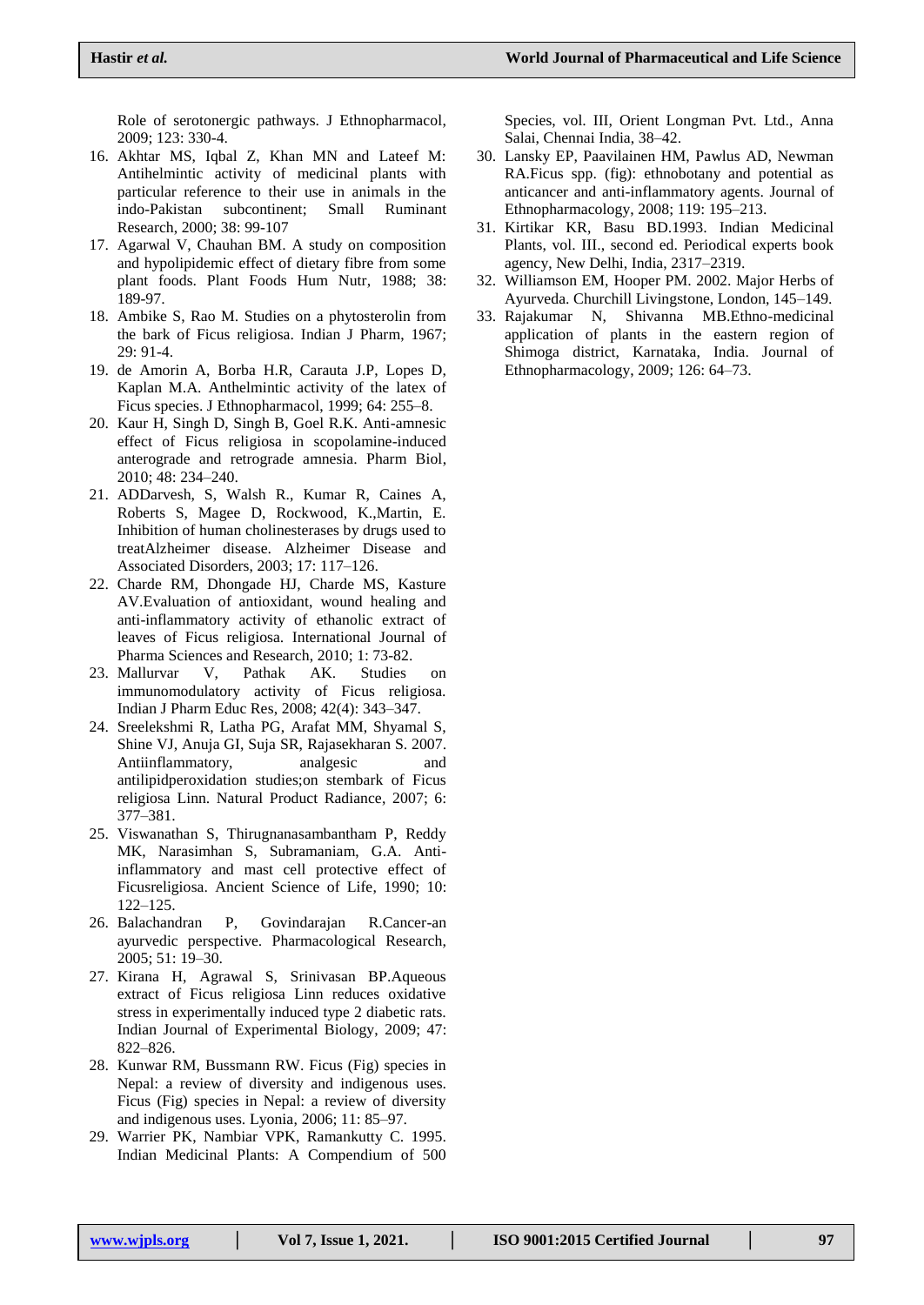Role of serotonergic pathways. J Ethnopharmacol, 2009; 123: 330-4.

16. Akhtar MS, Iqbal Z, Khan MN and Lateef M: Antihelmintic activity of medicinal plants with particular reference to their use in animals in the indo-Pakistan subcontinent; Small Ruminant Research, 2000; 38: 99-107
17. Agarwal V, Chauhan BM. A study on composition and hypolipidemic effect of dietary fibre from some plant foods. Plant Foods Hum Nutr, 1988; 38: 189-97.
18. Ambike S, Rao M. Studies on a phytosterolin from the bark of Ficus religiosa. Indian J Pharm, 1967; 29: 91-4.
19. de Amorin A, Borba H.R, Carauta J.P, Lopes D, Kaplan M.A. Anthelmintic activity of the latex of Ficus species. J Ethnopharmacol, 1999; 64: 255–8.
20. Kaur H, Singh D, Singh B, Goel R.K. Anti-amnesic effect of Ficus religiosa in scopolamine-induced anterograde and retrograde amnesia. Pharm Biol, 2010; 48: 234–240.
21. ADDarvesh, S, Walsh R., Kumar R, Caines A, Roberts S, Magee D, Rockwood, K.,Martin, E. Inhibition of human cholinesterases by drugs used to treatAlzheimer disease. Alzheimer Disease and Associated Disorders, 2003; 17: 117–126.
22. Charde RM, Dhongade HJ, Charde MS, Kasture AV.Evaluation of antioxidant, wound healing and anti-inflammatory activity of ethanolic extract of leaves of Ficus religiosa. International Journal of Pharma Sciences and Research, 2010; 1: 73-82.
23. Mallurvar V, Pathak AK. Studies on immunomodulatory activity of Ficus religiosa. Indian J Pharm Educ Res, 2008; 42(4): 343–347.
24. Sreelekshmi R, Latha PG, Arafat MM, Shyamal S, Shine VJ, Anuja GI, Suja SR, Rajasekharan S. 2007. Antiinflammatory, analgesic and antilipidperoxidation studies;on stembark of Ficus religiosa Linn. Natural Product Radiance, 2007; 6: 377–381.
25. Viswanathan S, Thirugnanasambantham P, Reddy MK, Narasimhan S, Subramaniam, G.A. Anti-inflammatory and mast cell protective effect of Ficusreligiosa. Ancient Science of Life, 1990; 10: 122–125.
26. Balachandran P, Govindarajan R.Cancer-an ayurvedic perspective. Pharmacological Research, 2005; 51: 19–30.
27. Kirana H, Agrawal S, Srinivasan BP.Aqueous extract of Ficus religiosa Linn reduces oxidative stress in experimentally induced type 2 diabetic rats. Indian Journal of Experimental Biology, 2009; 47: 822–826.
28. Kunwar RM, Bussmann RW. Ficus (Fig) species in Nepal: a review of diversity and indigenous uses. Ficus (Fig) species in Nepal: a review of diversity and indigenous uses. Lyonia, 2006; 11: 85–97.
29. Warrier PK, Nambiar VPK, Ramankutty C. 1995. Indian Medicinal Plants: A Compendium of 500 Species, vol. III, Orient Longman Pvt. Ltd., Anna Salai, Chennai India, 38–42.
30. Lansky EP, Paavilainen HM, Pawlus AD, Newman RA.Ficus spp. (fig): ethnobotany and potential as anticancer and anti-inflammatory agents. Journal of Ethnopharmacology, 2008; 119: 195–213.
31. Kirtikar KR, Basu BD.1993. Indian Medicinal Plants, vol. III., second ed. Periodical experts book agency, New Delhi, India, 2317–2319.
32. Williamson EM, Hooper PM. 2002. Major Herbs of Ayurveda. Churchill Livingstone, London, 145–149.
33. Rajakumar N, Shivanna MB.Ethno-medicinal application of plants in the eastern region of Shimoga district, Karnataka, India. Journal of Ethnopharmacology, 2009; 126: 64–73.